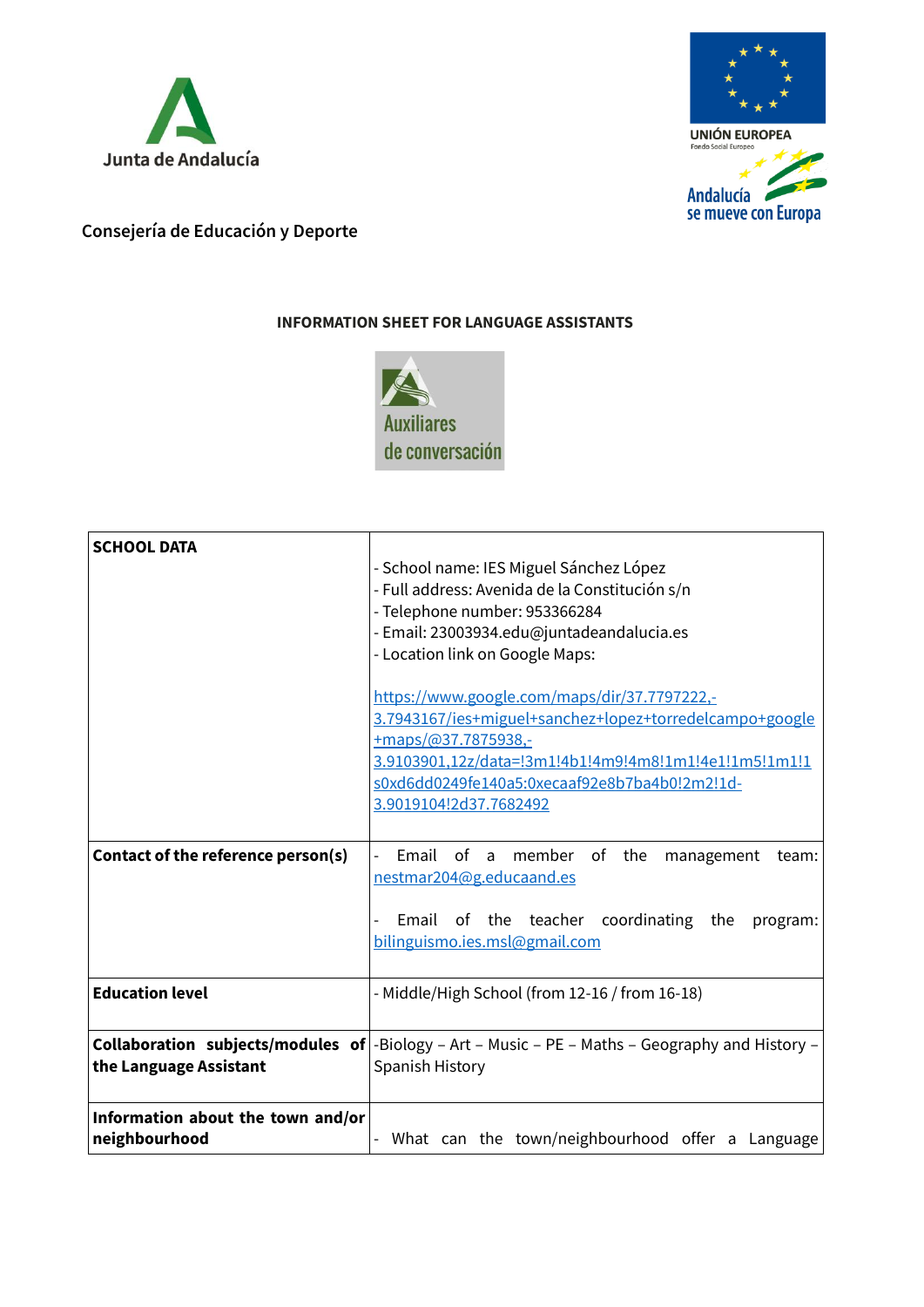Junta de Andalucía

UNIÓN EUROPEA
Fondo Social Europeo

Andalucía se mueve con Europa

Consejería de Educación y Deporte

**INFORMATION SHEET FOR LANGUAGE ASSISTANTS**

Auxiliares de conversación

| **SCHOOL DATA** | - School name: IES Miguel Sánchez López<br>- Full address: Avenida de la Constitución s/n<br>- Telephone number: 953366284<br>- Email: 23003934.edu@juntadeandalucia.es<br>- Location link on Google Maps:<br><br>https://www.google.com/maps/dir/37.7797222,-3.7943167/ies+miguel+sanchez+lopez+torredelcampo+google+maps/@37.7875938,-3.9103901,12z/data=!3m1!4b1!4m9!4m8!1m1!4e1!1m5!1m1!1s0xd6dd0249fe140a5:0xecaaf92e8b7ba4b0!2m2!1d-3.9019104!2d37.7682492 |
|---|---|
| **Contact of the reference person(s)** | - Email of a member of the management team: nestmar204@g.educaand.es<br><br>- Email of the teacher coordinating the program: bilinguismo.ies.msl@gmail.com |
| **Education level** | - Middle/High School (from 12-16 / from 16-18) |
| **Collaboration subjects/modules of the Language Assistant** | -Biology – Art – Music – PE – Maths – Geography and History – Spanish History |
| **Information about the town and/or neighbourhood** | - What can the town/neighbourhood offer a Language |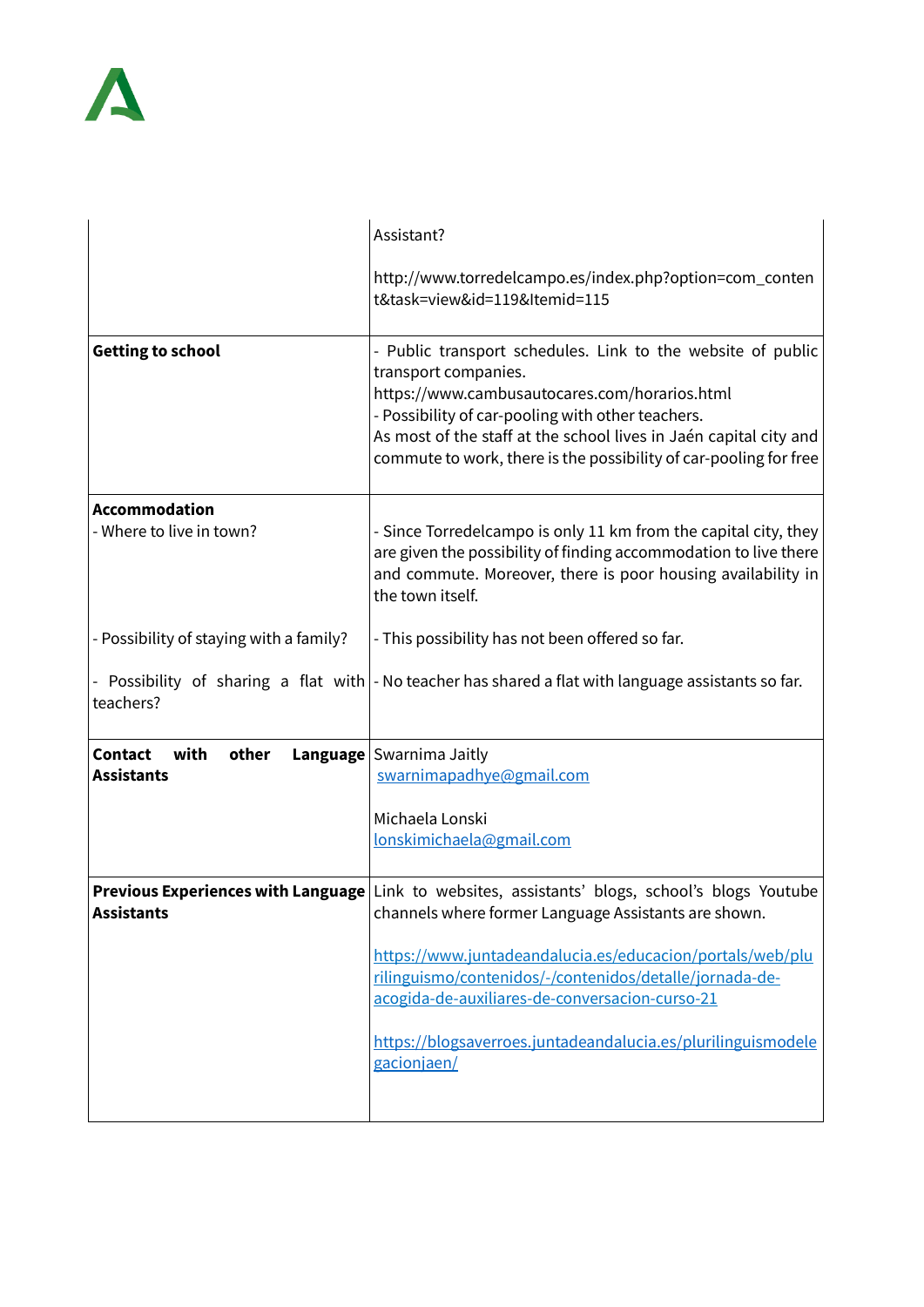| | |
|---|---|
| | Assistant?<br><br>http://www.torredelcampo.es/index.php?option=com_content&task=view&id=119&Itemid=115 |
| **Getting to school** | - Public transport schedules. Link to the website of public transport companies.<br>https://www.cambusautocares.com/horarios.html<br>- Possibility of car-pooling with other teachers.<br>As most of the staff at the school lives in Jaén capital city and commute to work, there is the possibility of car-pooling for free |
| **Accommodation**<br>- Where to live in town?<br><br>- Possibility of staying with a family?<br><br>- Possibility of sharing a flat with teachers? | - Since Torredelcampo is only 11 km from the capital city, they are given the possibility of finding accommodation to live there and commute. Moreover, there is poor housing availability in the town itself.<br><br>- This possibility has not been offered so far.<br><br>- No teacher has shared a flat with language assistants so far. |
| **Contact with other Language Assistants** | Swarnima Jaitly<br>swarnimapadhye@gmail.com<br><br>Michaela Lonski<br>lonskimichaela@gmail.com |
| **Previous Experiences with Language Assistants** | Link to websites, assistants' blogs, school's blogs Youtube channels where former Language Assistants are shown.<br><br>https://www.juntadeandalucia.es/educacion/portals/web/plurilinguismo/contenidos/-/contenidos/detalle/jornada-de-acogida-de-auxiliares-de-conversacion-curso-21<br><br>https://blogsaverroes.juntadeandalucia.es/plurilinguismodelegacionjaen/ |